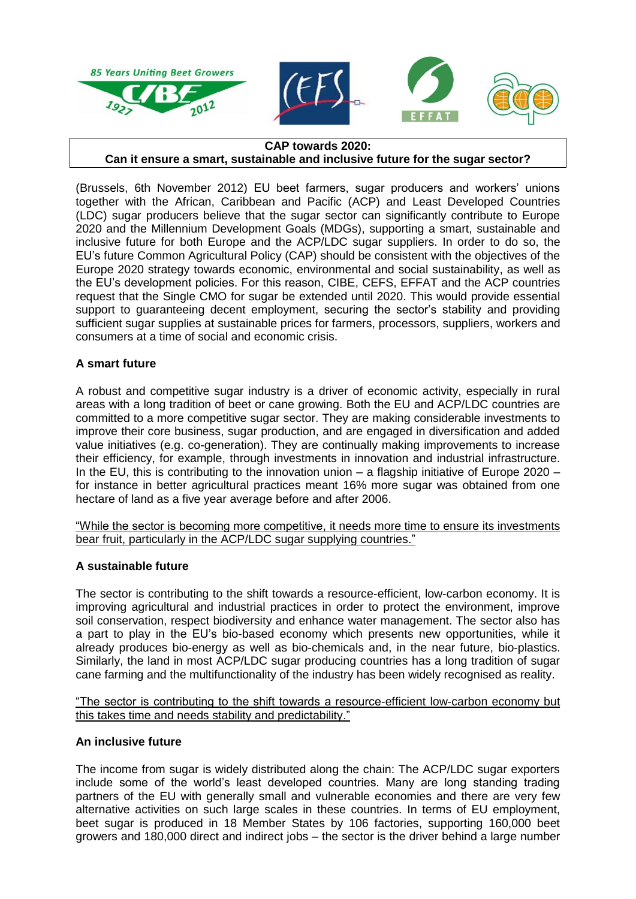**CAP towards 2020:**
**Can it ensure a smart, sustainable and inclusive future for the sugar sector?**

(Brussels, 6th November 2012) EU beet farmers, sugar producers and workers' unions together with the African, Caribbean and Pacific (ACP) and Least Developed Countries (LDC) sugar producers believe that the sugar sector can significantly contribute to Europe 2020 and the Millennium Development Goals (MDGs), supporting a smart, sustainable and inclusive future for both Europe and the ACP/LDC sugar suppliers. In order to do so, the EU's future Common Agricultural Policy (CAP) should be consistent with the objectives of the Europe 2020 strategy towards economic, environmental and social sustainability, as well as the EU's development policies. For this reason, CIBE, CEFS, EFFAT and the ACP countries request that the Single CMO for sugar be extended until 2020. This would provide essential support to guaranteeing decent employment, securing the sector's stability and providing sufficient sugar supplies at sustainable prices for farmers, processors, suppliers, workers and consumers at a time of social and economic crisis.

**A smart future**

A robust and competitive sugar industry is a driver of economic activity, especially in rural areas with a long tradition of beet or cane growing. Both the EU and ACP/LDC countries are committed to a more competitive sugar sector. They are making considerable investments to improve their core business, sugar production, and are engaged in diversification and added value initiatives (e.g. co-generation). They are continually making improvements to increase their efficiency, for example, through investments in innovation and industrial infrastructure. In the EU, this is contributing to the innovation union – a flagship initiative of Europe 2020 – for instance in better agricultural practices meant 16% more sugar was obtained from one hectare of land as a five year average before and after 2006.

<u>"While the sector is becoming more competitive, it needs more time to ensure its investments bear fruit, particularly in the ACP/LDC sugar supplying countries."</u>

**A sustainable future**

The sector is contributing to the shift towards a resource-efficient, low-carbon economy. It is improving agricultural and industrial practices in order to protect the environment, improve soil conservation, respect biodiversity and enhance water management. The sector also has a part to play in the EU's bio-based economy which presents new opportunities, while it already produces bio-energy as well as bio-chemicals and, in the near future, bio-plastics. Similarly, the land in most ACP/LDC sugar producing countries has a long tradition of sugar cane farming and the multifunctionality of the industry has been widely recognised as reality.

<u>"The sector is contributing to the shift towards a resource-efficient low-carbon economy but this takes time and needs stability and predictability."</u>

**An inclusive future**

The income from sugar is widely distributed along the chain: The ACP/LDC sugar exporters include some of the world's least developed countries. Many are long standing trading partners of the EU with generally small and vulnerable economies and there are very few alternative activities on such large scales in these countries. In terms of EU employment, beet sugar is produced in 18 Member States by 106 factories, supporting 160,000 beet growers and 180,000 direct and indirect jobs – the sector is the driver behind a large number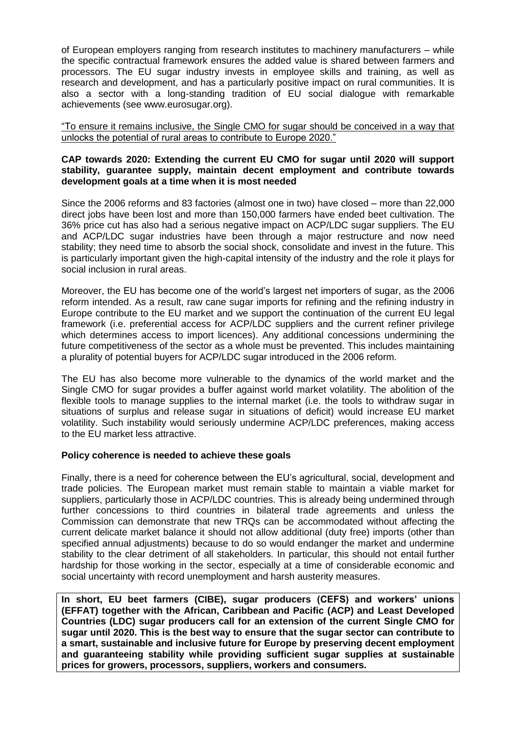of European employers ranging from research institutes to machinery manufacturers – while the specific contractual framework ensures the added value is shared between farmers and processors. The EU sugar industry invests in employee skills and training, as well as research and development, and has a particularly positive impact on rural communities. It is also a sector with a long-standing tradition of EU social dialogue with remarkable achievements (see www.eurosugar.org).

"To ensure it remains inclusive, the Single CMO for sugar should be conceived in a way that unlocks the potential of rural areas to contribute to Europe 2020."

**CAP towards 2020: Extending the current EU CMO for sugar until 2020 will support stability, guarantee supply, maintain decent employment and contribute towards development goals at a time when it is most needed**

Since the 2006 reforms and 83 factories (almost one in two) have closed – more than 22,000 direct jobs have been lost and more than 150,000 farmers have ended beet cultivation. The 36% price cut has also had a serious negative impact on ACP/LDC sugar suppliers. The EU and ACP/LDC sugar industries have been through a major restructure and now need stability; they need time to absorb the social shock, consolidate and invest in the future. This is particularly important given the high-capital intensity of the industry and the role it plays for social inclusion in rural areas.

Moreover, the EU has become one of the world's largest net importers of sugar, as the 2006 reform intended. As a result, raw cane sugar imports for refining and the refining industry in Europe contribute to the EU market and we support the continuation of the current EU legal framework (i.e. preferential access for ACP/LDC suppliers and the current refiner privilege which determines access to import licences). Any additional concessions undermining the future competitiveness of the sector as a whole must be prevented. This includes maintaining a plurality of potential buyers for ACP/LDC sugar introduced in the 2006 reform.

The EU has also become more vulnerable to the dynamics of the world market and the Single CMO for sugar provides a buffer against world market volatility. The abolition of the flexible tools to manage supplies to the internal market (i.e. the tools to withdraw sugar in situations of surplus and release sugar in situations of deficit) would increase EU market volatility. Such instability would seriously undermine ACP/LDC preferences, making access to the EU market less attractive.

**Policy coherence is needed to achieve these goals**

Finally, there is a need for coherence between the EU's agricultural, social, development and trade policies. The European market must remain stable to maintain a viable market for suppliers, particularly those in ACP/LDC countries. This is already being undermined through further concessions to third countries in bilateral trade agreements and unless the Commission can demonstrate that new TRQs can be accommodated without affecting the current delicate market balance it should not allow additional (duty free) imports (other than specified annual adjustments) because to do so would endanger the market and undermine stability to the clear detriment of all stakeholders. In particular, this should not entail further hardship for those working in the sector, especially at a time of considerable economic and social uncertainty with record unemployment and harsh austerity measures.

**In short, EU beet farmers (CIBE), sugar producers (CEFS) and workers' unions (EFFAT) together with the African, Caribbean and Pacific (ACP) and Least Developed Countries (LDC) sugar producers call for an extension of the current Single CMO for sugar until 2020. This is the best way to ensure that the sugar sector can contribute to a smart, sustainable and inclusive future for Europe by preserving decent employment and guaranteeing stability while providing sufficient sugar supplies at sustainable prices for growers, processors, suppliers, workers and consumers.**